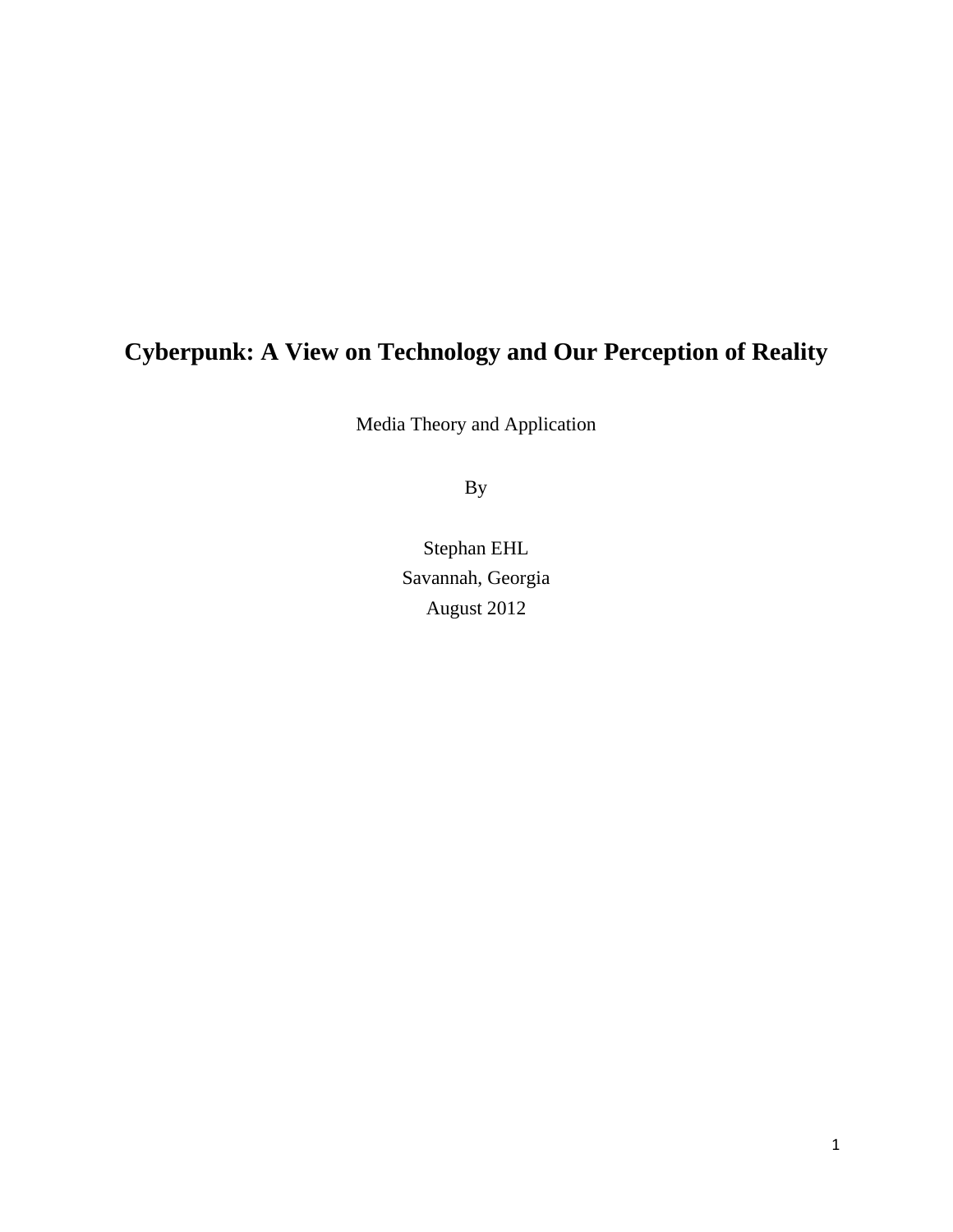# Cyberpunk: A View on Technology and Our Perception of Reality

Media Theory and Application

By

Stephan EHL
Savannah, Georgia
August 2012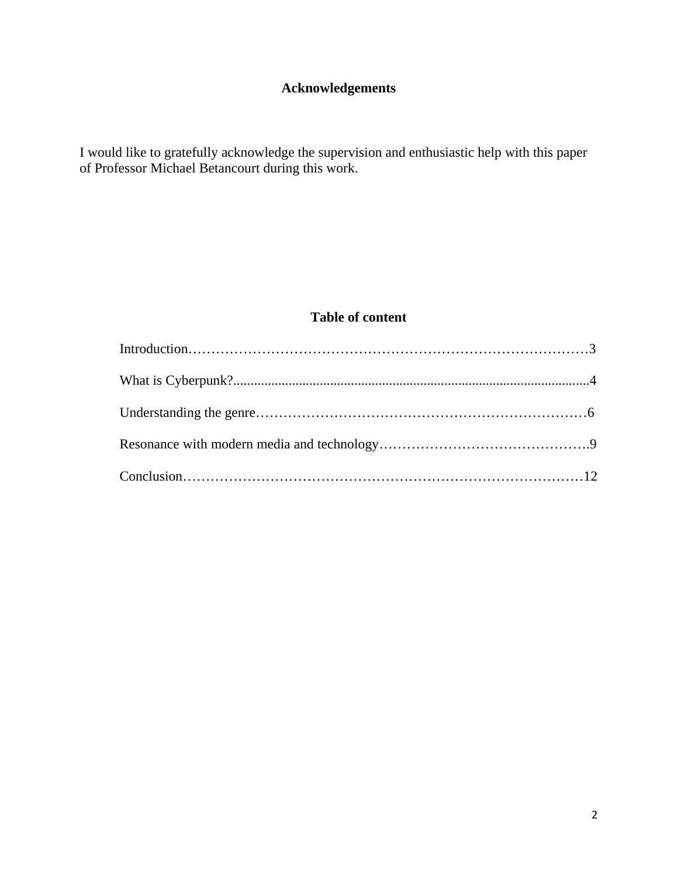## Acknowledgements

I would like to gratefully acknowledge the supervision and enthusiastic help with this paper of Professor Michael Betancourt during this work.

## Table of content

Introduction……………………………………………………………………………3

What is Cyberpunk?......................................................................................................4

Understanding the genre………………………………………………………………6

Resonance with modern media and technology……………………………………….9

Conclusion……………………………………………………………………………12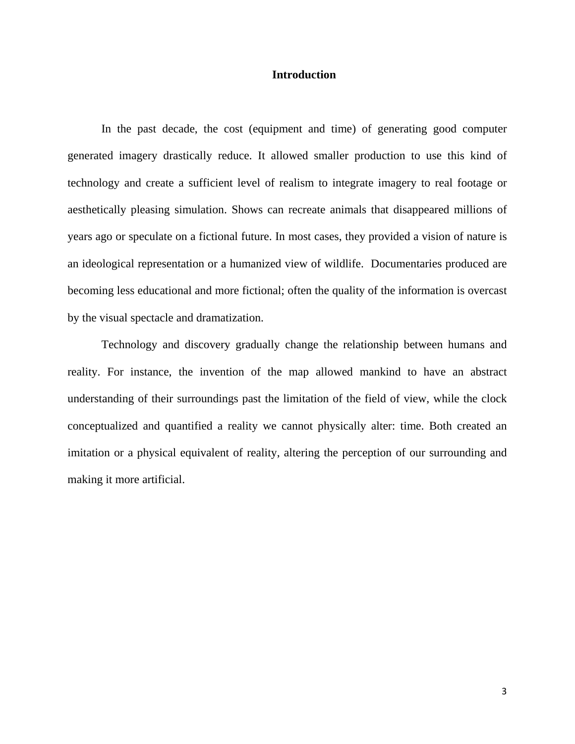# Introduction

In the past decade, the cost (equipment and time) of generating good computer generated imagery drastically reduce. It allowed smaller production to use this kind of technology and create a sufficient level of realism to integrate imagery to real footage or aesthetically pleasing simulation. Shows can recreate animals that disappeared millions of years ago or speculate on a fictional future. In most cases, they provided a vision of nature is an ideological representation or a humanized view of wildlife. Documentaries produced are becoming less educational and more fictional; often the quality of the information is overcast by the visual spectacle and dramatization.

Technology and discovery gradually change the relationship between humans and reality. For instance, the invention of the map allowed mankind to have an abstract understanding of their surroundings past the limitation of the field of view, while the clock conceptualized and quantified a reality we cannot physically alter: time. Both created an imitation or a physical equivalent of reality, altering the perception of our surrounding and making it more artificial.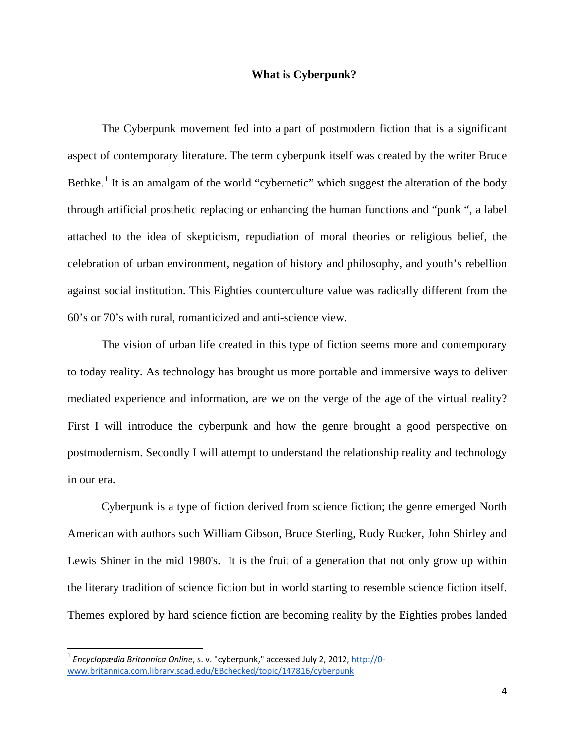**What is Cyberpunk?**

The Cyberpunk movement fed into a part of postmodern fiction that is a significant aspect of contemporary literature. The term cyberpunk itself was created by the writer Bruce Bethke.[1] It is an amalgam of the world "cybernetic" which suggest the alteration of the body through artificial prosthetic replacing or enhancing the human functions and "punk ", a label attached to the idea of skepticism, repudiation of moral theories or religious belief, the celebration of urban environment, negation of history and philosophy, and youth's rebellion against social institution. This Eighties counterculture value was radically different from the 60's or 70's with rural, romanticized and anti-science view.

The vision of urban life created in this type of fiction seems more and contemporary to today reality. As technology has brought us more portable and immersive ways to deliver mediated experience and information, are we on the verge of the age of the virtual reality? First I will introduce the cyberpunk and how the genre brought a good perspective on postmodernism. Secondly I will attempt to understand the relationship reality and technology in our era.

Cyberpunk is a type of fiction derived from science fiction; the genre emerged North American with authors such William Gibson, Bruce Sterling, Rudy Rucker, John Shirley and Lewis Shiner in the mid 1980's. It is the fruit of a generation that not only grow up within the literary tradition of science fiction but in world starting to resemble science fiction itself. Themes explored by hard science fiction are becoming reality by the Eighties probes landed

---

[1] *Encyclopædia Britannica Online*, s. v. "cyberpunk," accessed July 2, 2012, http://0-www.britannica.com.library.scad.edu/EBchecked/topic/147816/cyberpunk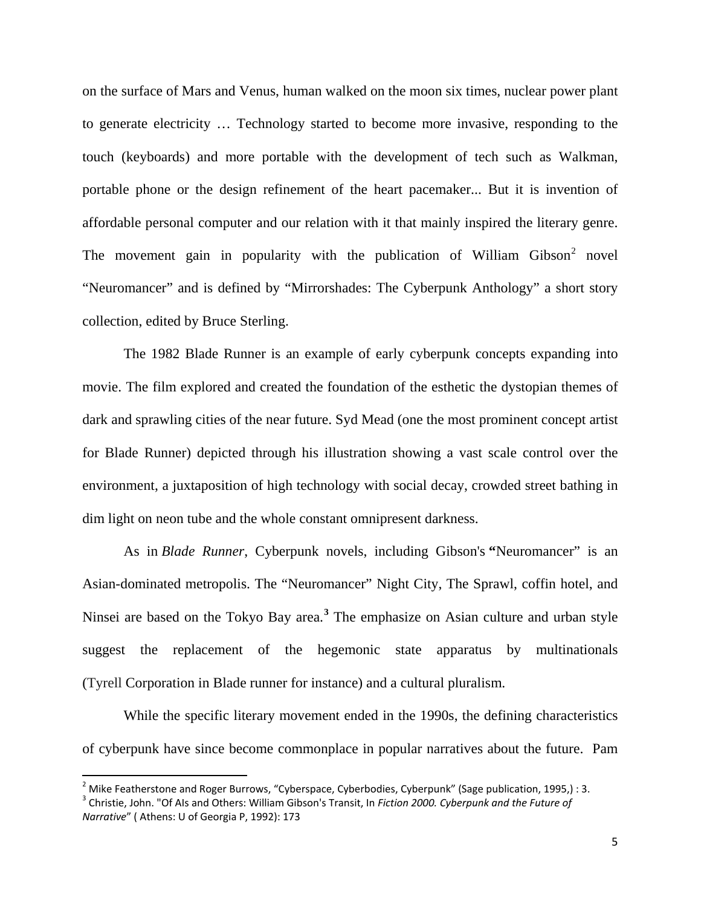on the surface of Mars and Venus, human walked on the moon six times, nuclear power plant to generate electricity … Technology started to become more invasive, responding to the touch (keyboards) and more portable with the development of tech such as Walkman, portable phone or the design refinement of the heart pacemaker... But it is invention of affordable personal computer and our relation with it that mainly inspired the literary genre. The movement gain in popularity with the publication of William Gibson[2] novel "Neuromancer" and is defined by "Mirrorshades: The Cyberpunk Anthology" a short story collection, edited by Bruce Sterling.

The 1982 Blade Runner is an example of early cyberpunk concepts expanding into movie. The film explored and created the foundation of the esthetic the dystopian themes of dark and sprawling cities of the near future. Syd Mead (one the most prominent concept artist for Blade Runner) depicted through his illustration showing a vast scale control over the environment, a juxtaposition of high technology with social decay, crowded street bathing in dim light on neon tube and the whole constant omnipresent darkness.

As in *Blade Runner*, Cyberpunk novels, including Gibson's **"**Neuromancer" is an Asian-dominated metropolis. The "Neuromancer" Night City, The Sprawl, coffin hotel, and Ninsei are based on the Tokyo Bay area.[3] The emphasize on Asian culture and urban style suggest the replacement of the hegemonic state apparatus by multinationals (Tyrell Corporation in Blade runner for instance) and a cultural pluralism.

While the specific literary movement ended in the 1990s, the defining characteristics of cyberpunk have since become commonplace in popular narratives about the future. Pam

---

[2] Mike Featherstone and Roger Burrows, "Cyberspace, Cyberbodies, Cyberpunk" (Sage publication, 1995,) : 3.

[3] Christie, John. "Of AIs and Others: William Gibson's Transit, In *Fiction 2000. Cyberpunk and the Future of Narrative*" ( Athens: U of Georgia P, 1992): 173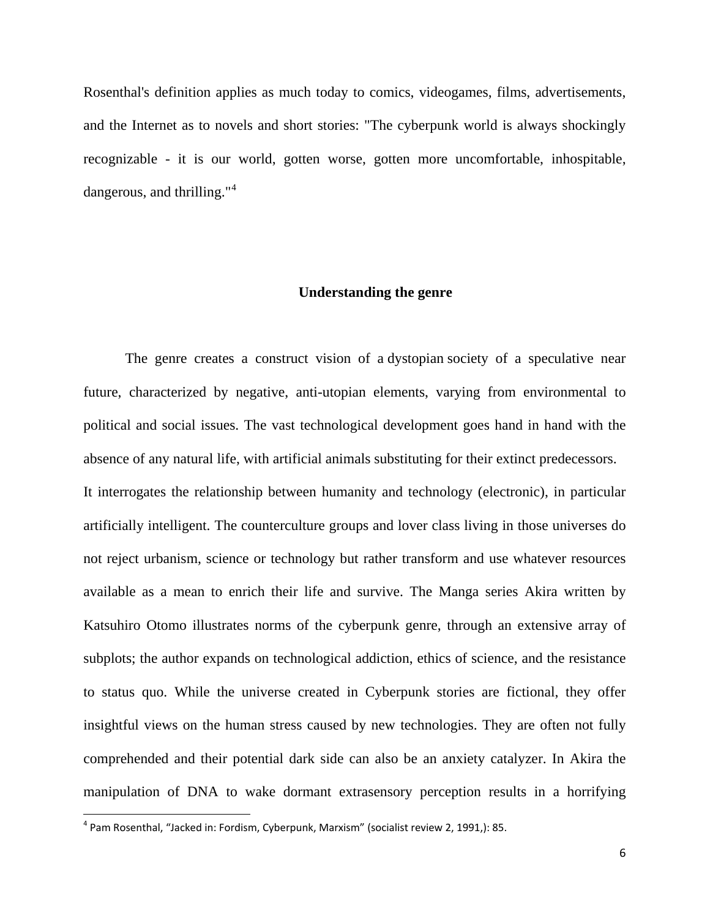Rosenthal's definition applies as much today to comics, videogames, films, advertisements, and the Internet as to novels and short stories: "The cyberpunk world is always shockingly recognizable - it is our world, gotten worse, gotten more uncomfortable, inhospitable, dangerous, and thrilling."[4]

## Understanding the genre

The genre creates a construct vision of a dystopian society of a speculative near future, characterized by negative, anti-utopian elements, varying from environmental to political and social issues. The vast technological development goes hand in hand with the absence of any natural life, with artificial animals substituting for their extinct predecessors.
It interrogates the relationship between humanity and technology (electronic), in particular artificially intelligent. The counterculture groups and lover class living in those universes do not reject urbanism, science or technology but rather transform and use whatever resources available as a mean to enrich their life and survive. The Manga series Akira written by Katsuhiro Otomo illustrates norms of the cyberpunk genre, through an extensive array of subplots; the author expands on technological addiction, ethics of science, and the resistance to status quo. While the universe created in Cyberpunk stories are fictional, they offer insightful views on the human stress caused by new technologies. They are often not fully comprehended and their potential dark side can also be an anxiety catalyzer. In Akira the manipulation of DNA to wake dormant extrasensory perception results in a horrifying

[4] Pam Rosenthal, "Jacked in: Fordism, Cyberpunk, Marxism" (socialist review 2, 1991,): 85.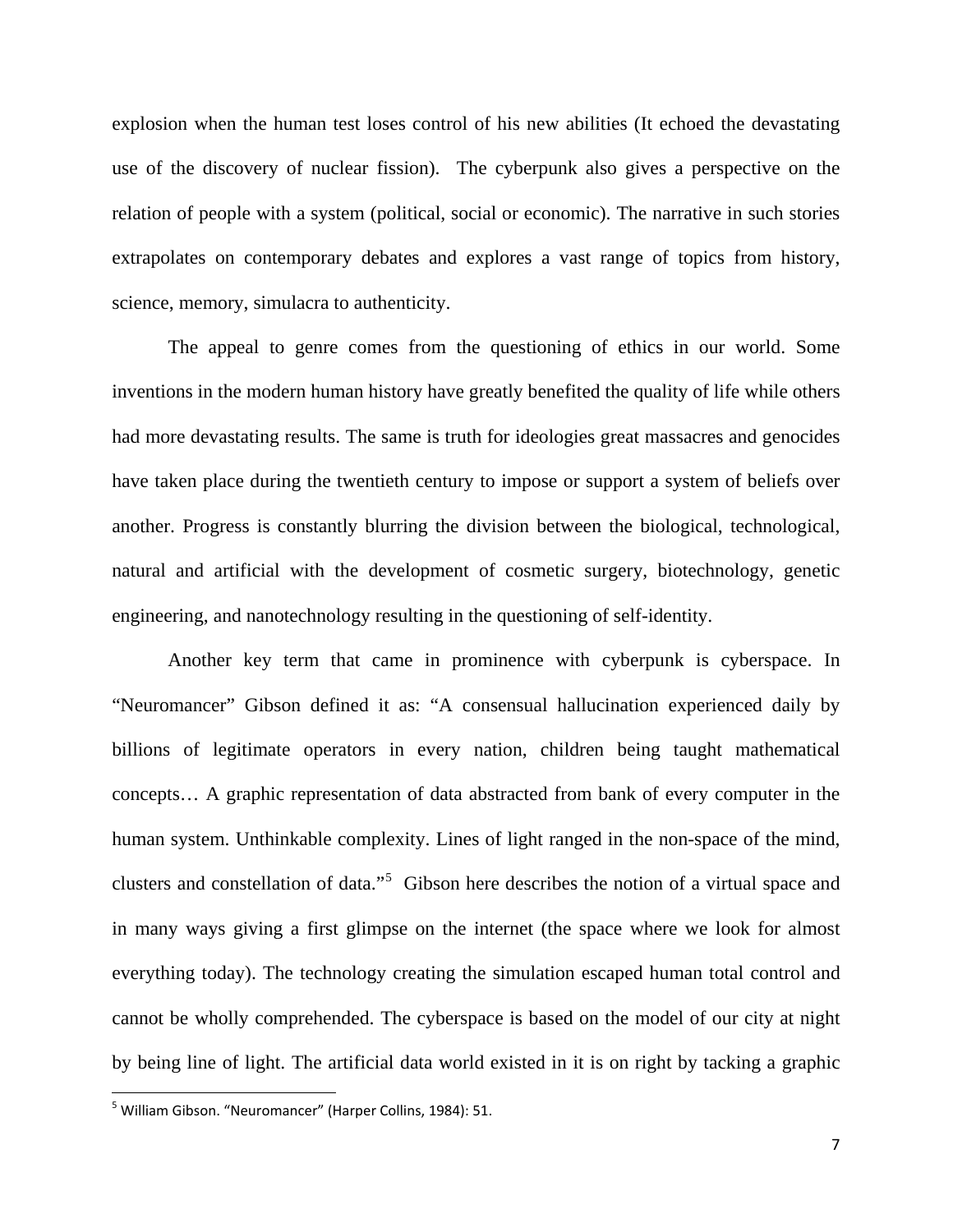explosion when the human test loses control of his new abilities (It echoed the devastating use of the discovery of nuclear fission). The cyberpunk also gives a perspective on the relation of people with a system (political, social or economic). The narrative in such stories extrapolates on contemporary debates and explores a vast range of topics from history, science, memory, simulacra to authenticity.

The appeal to genre comes from the questioning of ethics in our world. Some inventions in the modern human history have greatly benefited the quality of life while others had more devastating results. The same is truth for ideologies great massacres and genocides have taken place during the twentieth century to impose or support a system of beliefs over another. Progress is constantly blurring the division between the biological, technological, natural and artificial with the development of cosmetic surgery, biotechnology, genetic engineering, and nanotechnology resulting in the questioning of self-identity.

Another key term that came in prominence with cyberpunk is cyberspace. In "Neuromancer" Gibson defined it as: "A consensual hallucination experienced daily by billions of legitimate operators in every nation, children being taught mathematical concepts… A graphic representation of data abstracted from bank of every computer in the human system. Unthinkable complexity. Lines of light ranged in the non-space of the mind, clusters and constellation of data."[5] Gibson here describes the notion of a virtual space and in many ways giving a first glimpse on the internet (the space where we look for almost everything today). The technology creating the simulation escaped human total control and cannot be wholly comprehended. The cyberspace is based on the model of our city at night by being line of light. The artificial data world existed in it is on right by tacking a graphic

[5] William Gibson. "Neuromancer" (Harper Collins, 1984): 51.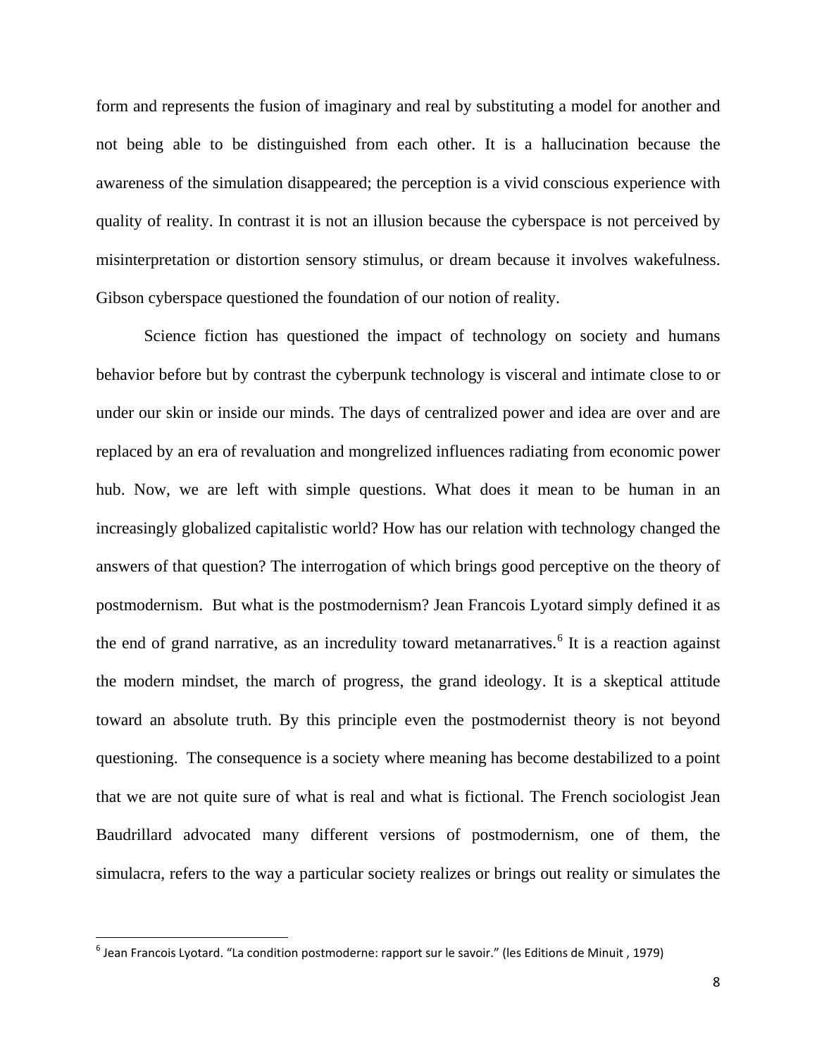form and represents the fusion of imaginary and real by substituting a model for another and not being able to be distinguished from each other. It is a hallucination because the awareness of the simulation disappeared; the perception is a vivid conscious experience with quality of reality. In contrast it is not an illusion because the cyberspace is not perceived by misinterpretation or distortion sensory stimulus, or dream because it involves wakefulness. Gibson cyberspace questioned the foundation of our notion of reality.

Science fiction has questioned the impact of technology on society and humans behavior before but by contrast the cyberpunk technology is visceral and intimate close to or under our skin or inside our minds. The days of centralized power and idea are over and are replaced by an era of revaluation and mongrelized influences radiating from economic power hub. Now, we are left with simple questions. What does it mean to be human in an increasingly globalized capitalistic world? How has our relation with technology changed the answers of that question? The interrogation of which brings good perceptive on the theory of postmodernism. But what is the postmodernism? Jean Francois Lyotard simply defined it as the end of grand narrative, as an incredulity toward metanarratives.[6] It is a reaction against the modern mindset, the march of progress, the grand ideology. It is a skeptical attitude toward an absolute truth. By this principle even the postmodernist theory is not beyond questioning. The consequence is a society where meaning has become destabilized to a point that we are not quite sure of what is real and what is fictional. The French sociologist Jean Baudrillard advocated many different versions of postmodernism, one of them, the simulacra, refers to the way a particular society realizes or brings out reality or simulates the

---

[6] Jean Francois Lyotard. "La condition postmoderne: rapport sur le savoir." (les Editions de Minuit , 1979)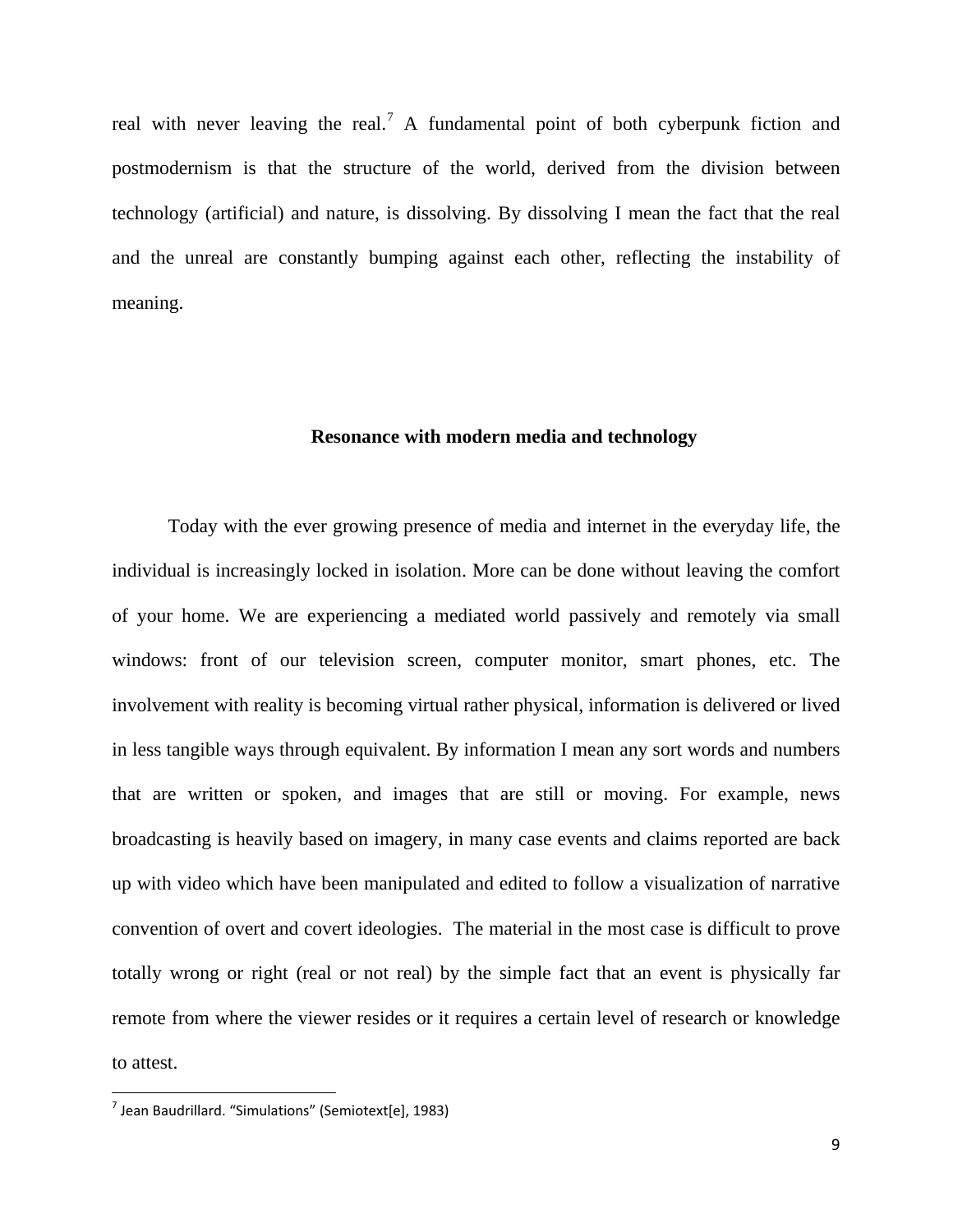real with never leaving the real.[7] A fundamental point of both cyberpunk fiction and postmodernism is that the structure of the world, derived from the division between technology (artificial) and nature, is dissolving. By dissolving I mean the fact that the real and the unreal are constantly bumping against each other, reflecting the instability of meaning.

## Resonance with modern media and technology

Today with the ever growing presence of media and internet in the everyday life, the individual is increasingly locked in isolation. More can be done without leaving the comfort of your home. We are experiencing a mediated world passively and remotely via small windows: front of our television screen, computer monitor, smart phones, etc. The involvement with reality is becoming virtual rather physical, information is delivered or lived in less tangible ways through equivalent. By information I mean any sort words and numbers that are written or spoken, and images that are still or moving. For example, news broadcasting is heavily based on imagery, in many case events and claims reported are back up with video which have been manipulated and edited to follow a visualization of narrative convention of overt and covert ideologies. The material in the most case is difficult to prove totally wrong or right (real or not real) by the simple fact that an event is physically far remote from where the viewer resides or it requires a certain level of research or knowledge to attest.

[7] Jean Baudrillard. "Simulations" (Semiotext[e], 1983)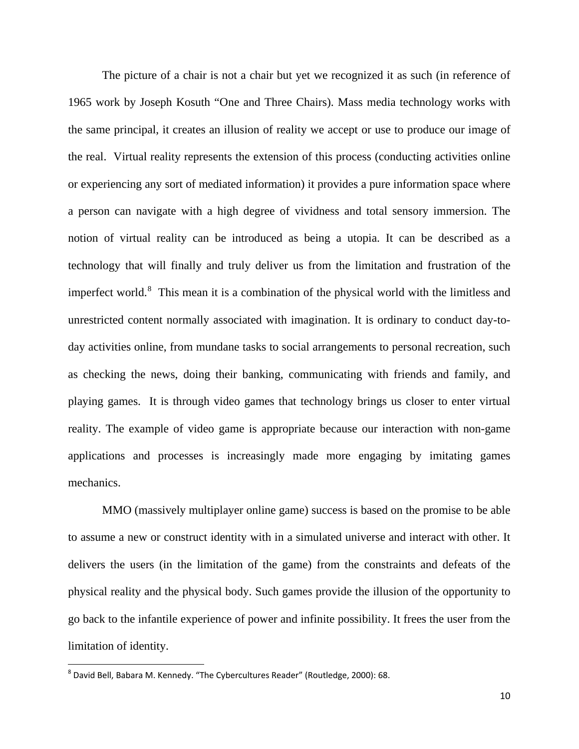The picture of a chair is not a chair but yet we recognized it as such (in reference of 1965 work by Joseph Kosuth "One and Three Chairs). Mass media technology works with the same principal, it creates an illusion of reality we accept or use to produce our image of the real. Virtual reality represents the extension of this process (conducting activities online or experiencing any sort of mediated information) it provides a pure information space where a person can navigate with a high degree of vividness and total sensory immersion. The notion of virtual reality can be introduced as being a utopia. It can be described as a technology that will finally and truly deliver us from the limitation and frustration of the imperfect world.[8] This mean it is a combination of the physical world with the limitless and unrestricted content normally associated with imagination. It is ordinary to conduct day-to-day activities online, from mundane tasks to social arrangements to personal recreation, such as checking the news, doing their banking, communicating with friends and family, and playing games. It is through video games that technology brings us closer to enter virtual reality. The example of video game is appropriate because our interaction with non-game applications and processes is increasingly made more engaging by imitating games mechanics.

MMO (massively multiplayer online game) success is based on the promise to be able to assume a new or construct identity with in a simulated universe and interact with other. It delivers the users (in the limitation of the game) from the constraints and defeats of the physical reality and the physical body. Such games provide the illusion of the opportunity to go back to the infantile experience of power and infinite possibility. It frees the user from the limitation of identity.

[8] David Bell, Babara M. Kennedy. "The Cybercultures Reader" (Routledge, 2000): 68.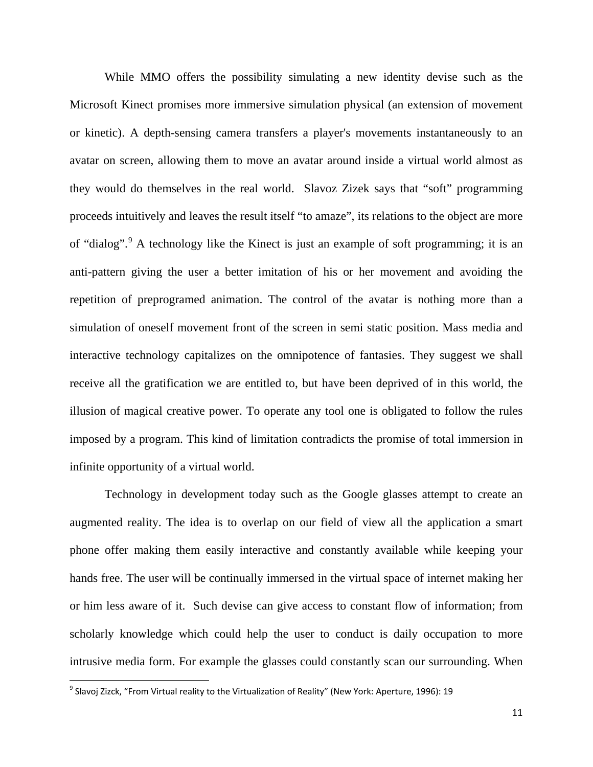While MMO offers the possibility simulating a new identity devise such as the Microsoft Kinect promises more immersive simulation physical (an extension of movement or kinetic). A depth-sensing camera transfers a player's movements instantaneously to an avatar on screen, allowing them to move an avatar around inside a virtual world almost as they would do themselves in the real world. Slavoz Zizek says that "soft" programming proceeds intuitively and leaves the result itself "to amaze", its relations to the object are more of "dialog".[9] A technology like the Kinect is just an example of soft programming; it is an anti-pattern giving the user a better imitation of his or her movement and avoiding the repetition of preprogramed animation. The control of the avatar is nothing more than a simulation of oneself movement front of the screen in semi static position. Mass media and interactive technology capitalizes on the omnipotence of fantasies. They suggest we shall receive all the gratification we are entitled to, but have been deprived of in this world, the illusion of magical creative power. To operate any tool one is obligated to follow the rules imposed by a program. This kind of limitation contradicts the promise of total immersion in infinite opportunity of a virtual world.

Technology in development today such as the Google glasses attempt to create an augmented reality. The idea is to overlap on our field of view all the application a smart phone offer making them easily interactive and constantly available while keeping your hands free. The user will be continually immersed in the virtual space of internet making her or him less aware of it. Such devise can give access to constant flow of information; from scholarly knowledge which could help the user to conduct is daily occupation to more intrusive media form. For example the glasses could constantly scan our surrounding. When

[9] Slavoj Zizck, "From Virtual reality to the Virtualization of Reality" (New York: Aperture, 1996): 19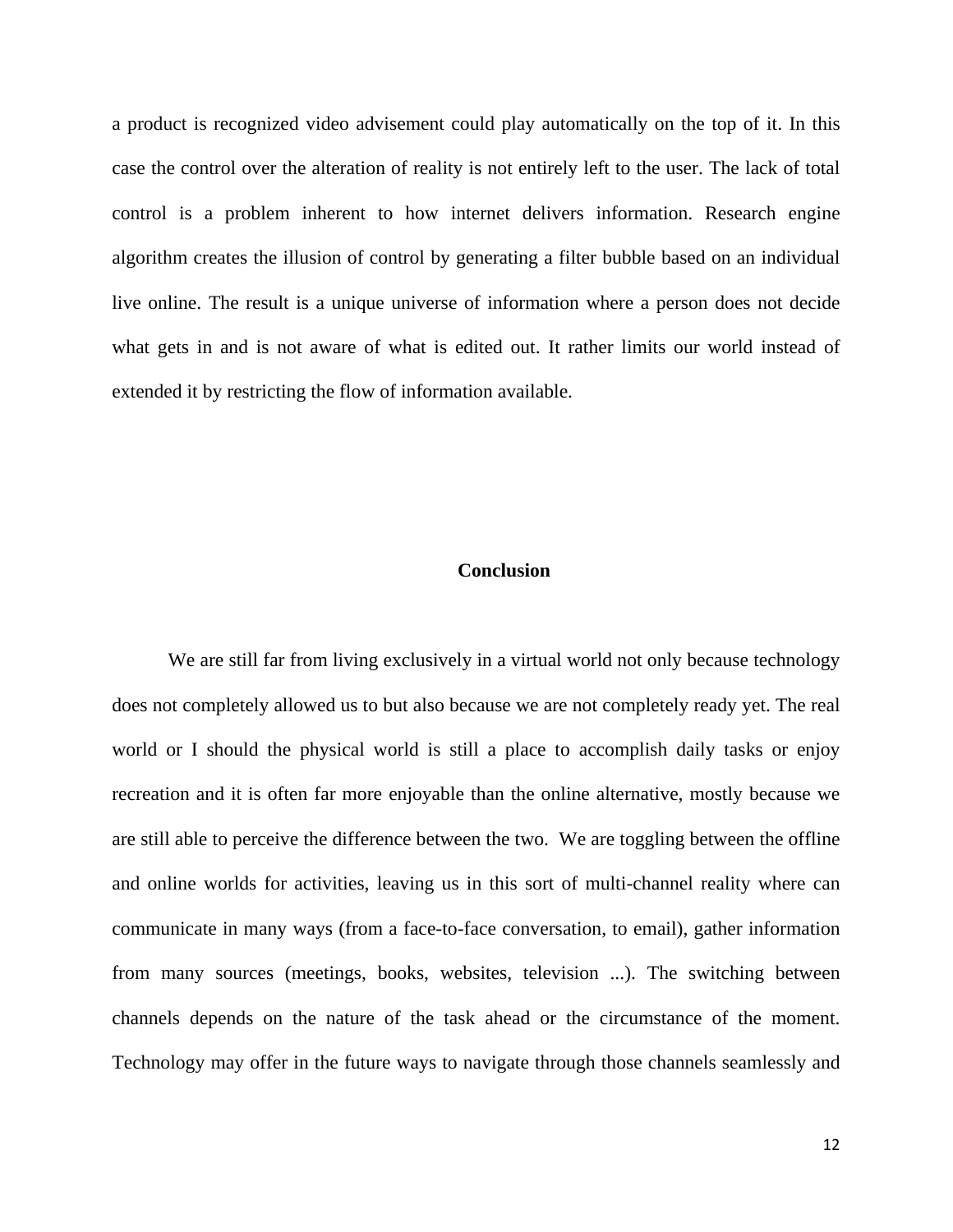a product is recognized video advisement could play automatically on the top of it. In this case the control over the alteration of reality is not entirely left to the user. The lack of total control is a problem inherent to how internet delivers information. Research engine algorithm creates the illusion of control by generating a filter bubble based on an individual live online. The result is a unique universe of information where a person does not decide what gets in and is not aware of what is edited out. It rather limits our world instead of extended it by restricting the flow of information available.

## Conclusion

We are still far from living exclusively in a virtual world not only because technology does not completely allowed us to but also because we are not completely ready yet. The real world or I should the physical world is still a place to accomplish daily tasks or enjoy recreation and it is often far more enjoyable than the online alternative, mostly because we are still able to perceive the difference between the two. We are toggling between the offline and online worlds for activities, leaving us in this sort of multi-channel reality where can communicate in many ways (from a face-to-face conversation, to email), gather information from many sources (meetings, books, websites, television ...). The switching between channels depends on the nature of the task ahead or the circumstance of the moment. Technology may offer in the future ways to navigate through those channels seamlessly and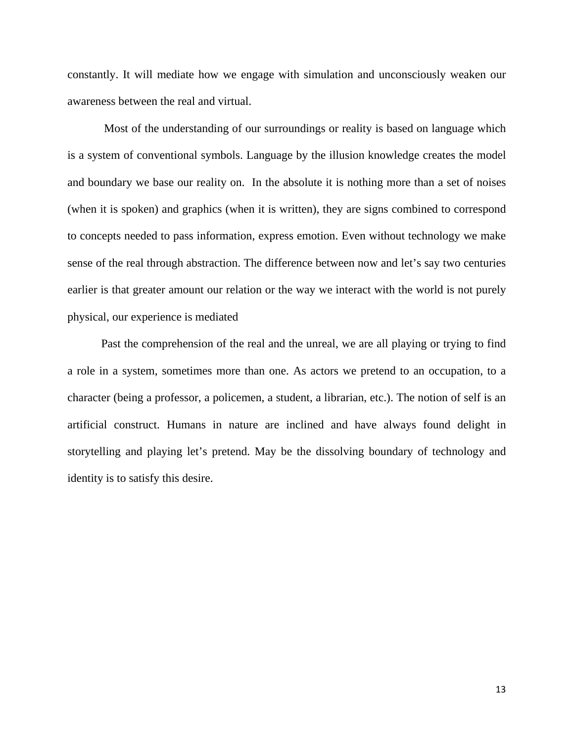constantly. It will mediate how we engage with simulation and unconsciously weaken our awareness between the real and virtual.

Most of the understanding of our surroundings or reality is based on language which is a system of conventional symbols. Language by the illusion knowledge creates the model and boundary we base our reality on. In the absolute it is nothing more than a set of noises (when it is spoken) and graphics (when it is written), they are signs combined to correspond to concepts needed to pass information, express emotion. Even without technology we make sense of the real through abstraction. The difference between now and let's say two centuries earlier is that greater amount our relation or the way we interact with the world is not purely physical, our experience is mediated

Past the comprehension of the real and the unreal, we are all playing or trying to find a role in a system, sometimes more than one. As actors we pretend to an occupation, to a character (being a professor, a policemen, a student, a librarian, etc.). The notion of self is an artificial construct. Humans in nature are inclined and have always found delight in storytelling and playing let's pretend. May be the dissolving boundary of technology and identity is to satisfy this desire.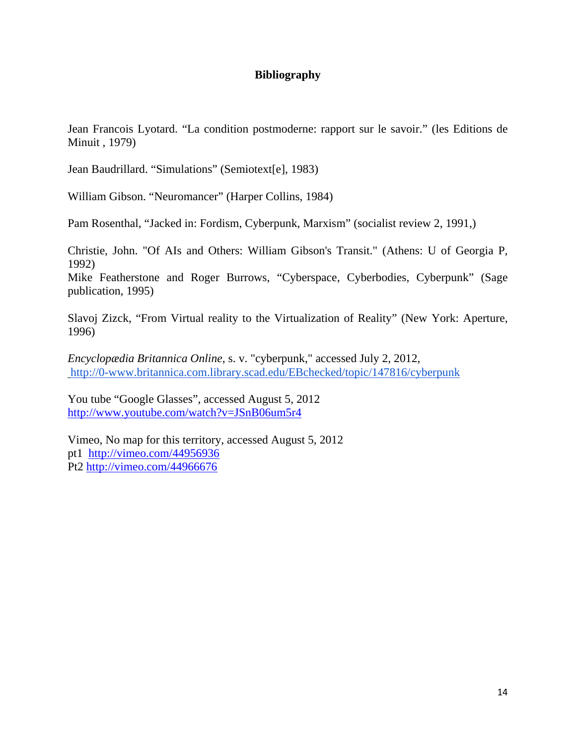# Bibliography

Jean Francois Lyotard. “La condition postmoderne: rapport sur le savoir.” (les Editions de Minuit , 1979)

Jean Baudrillard. “Simulations” (Semiotext[e], 1983)

William Gibson. “Neuromancer” (Harper Collins, 1984)

Pam Rosenthal, “Jacked in: Fordism, Cyberpunk, Marxism” (socialist review 2, 1991,)

Christie, John. "Of AIs and Others: William Gibson's Transit." (Athens: U of Georgia P, 1992)

Mike Featherstone and Roger Burrows, “Cyberspace, Cyberbodies, Cyberpunk” (Sage publication, 1995)

Slavoj Zizck, “From Virtual reality to the Virtualization of Reality” (New York: Aperture, 1996)

*Encyclopædia Britannica Online*, s. v. "cyberpunk," accessed July 2, 2012, http://0-www.britannica.com.library.scad.edu/EBchecked/topic/147816/cyberpunk

You tube “Google Glasses”, accessed August 5, 2012
http://www.youtube.com/watch?v=JSnB06um5r4

Vimeo, No map for this territory, accessed August 5, 2012
pt1 http://vimeo.com/44956936
Pt2 http://vimeo.com/44966676